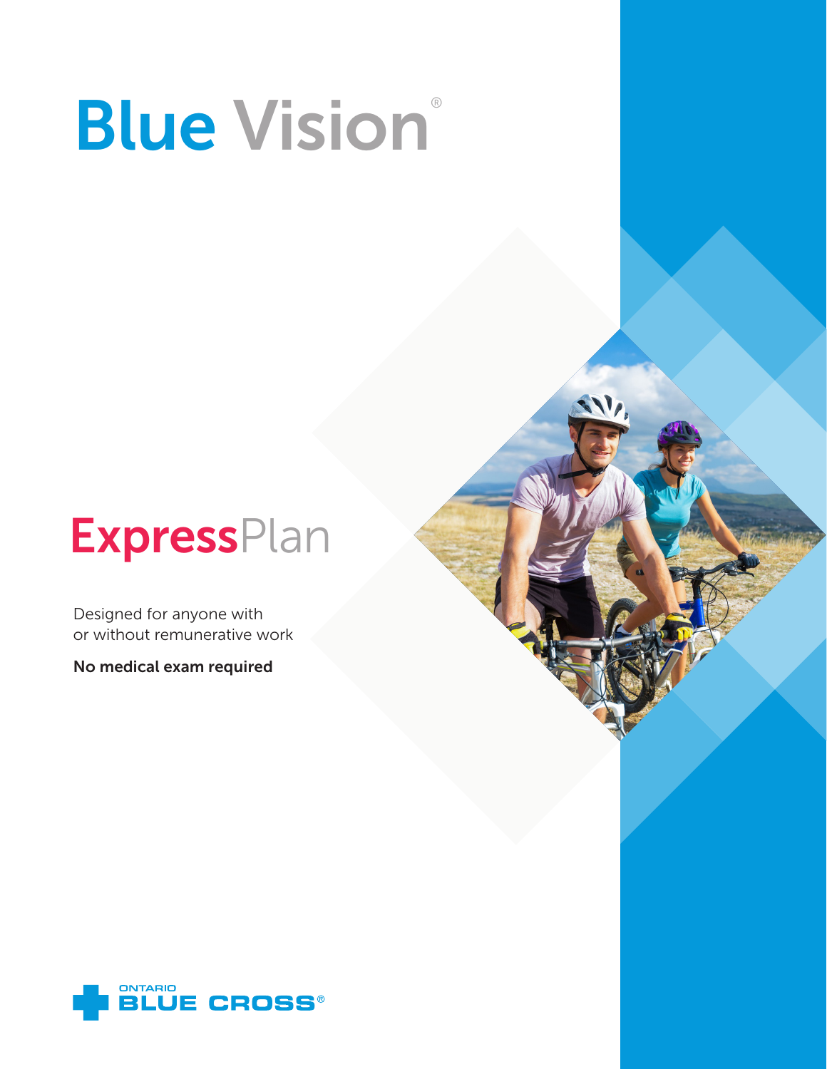# Blue Vision®

## ExpressPlan

Designed for anyone with
or without remunerative work

**No medical exam required**

ONTARIO BLUE CROSS®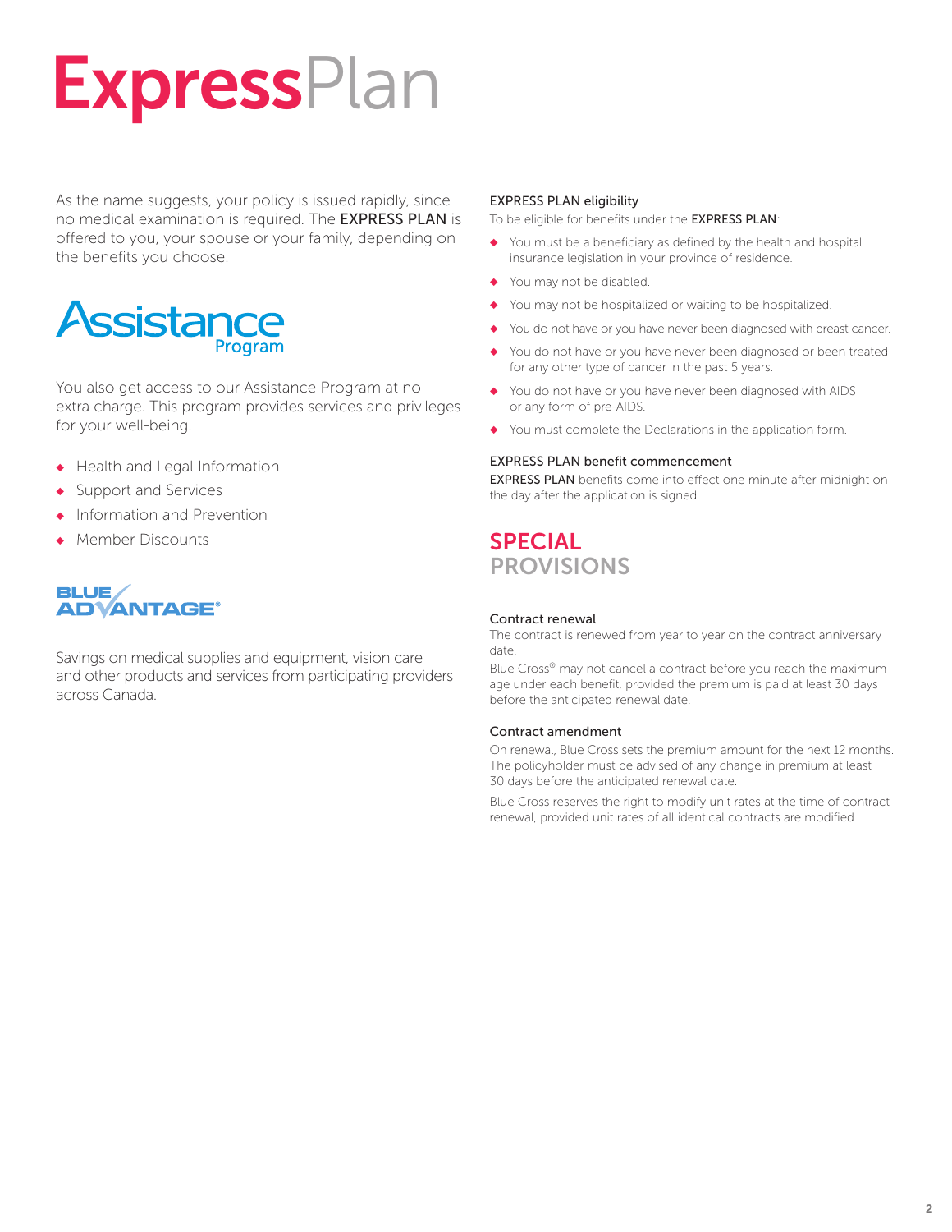# ExpressPlan

As the name suggests, your policy is issued rapidly, since no medical examination is required. The **EXPRESS PLAN** is offered to you, your spouse or your family, depending on the benefits you choose.

## Assistance Program

You also get access to our Assistance Program at no extra charge. This program provides services and privileges for your well-being.

- Health and Legal Information
- Support and Services
- Information and Prevention
- Member Discounts

## BLUE ADVANTAGE®

Savings on medical supplies and equipment, vision care and other products and services from participating providers across Canada.

### EXPRESS PLAN eligibility

To be eligible for benefits under the **EXPRESS PLAN**:

- You must be a beneficiary as defined by the health and hospital insurance legislation in your province of residence.
- You may not be disabled.
- You may not be hospitalized or waiting to be hospitalized.
- You do not have or you have never been diagnosed with breast cancer.
- You do not have or you have never been diagnosed or been treated for any other type of cancer in the past 5 years.
- You do not have or you have never been diagnosed with AIDS or any form of pre-AIDS.
- You must complete the Declarations in the application form.

### EXPRESS PLAN benefit commencement

**EXPRESS PLAN** benefits come into effect one minute after midnight on the day after the application is signed.

## SPECIAL PROVISIONS

### Contract renewal

The contract is renewed from year to year on the contract anniversary date.

Blue Cross® may not cancel a contract before you reach the maximum age under each benefit, provided the premium is paid at least 30 days before the anticipated renewal date.

### Contract amendment

On renewal, Blue Cross sets the premium amount for the next 12 months. The policyholder must be advised of any change in premium at least 30 days before the anticipated renewal date.

Blue Cross reserves the right to modify unit rates at the time of contract renewal, provided unit rates of all identical contracts are modified.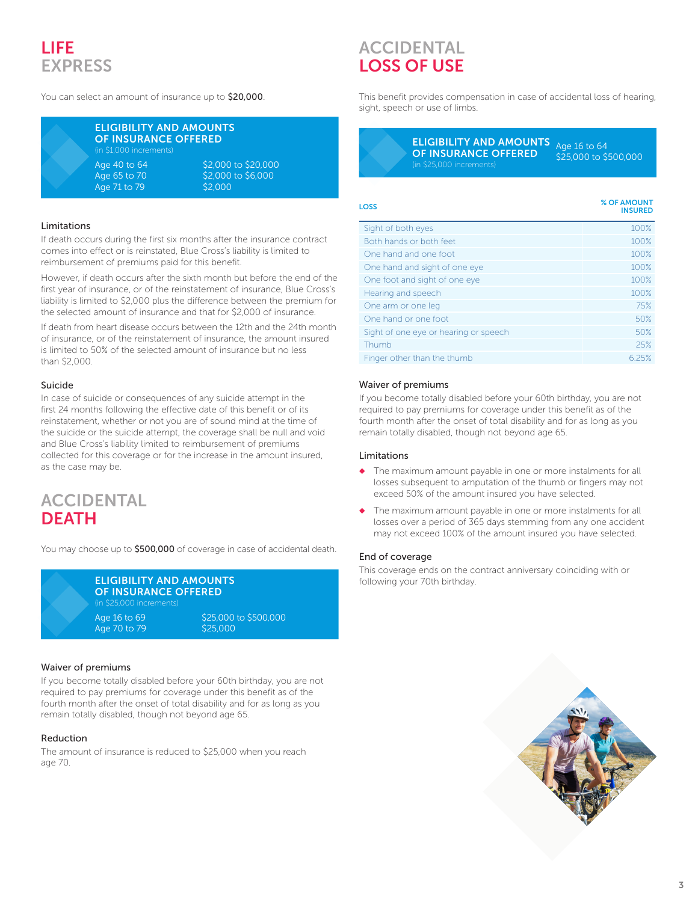# LIFE EXPRESS

You can select an amount of insurance up to **$20,000**.

**ELIGIBILITY AND AMOUNTS OF INSURANCE OFFERED**
(in $1,000 increments)

| | |
|---|---|
| Age 40 to 64 | $2,000 to $20,000 |
| Age 65 to 70 | $2,000 to $6,000 |
| Age 71 to 79 | $2,000 |

### Limitations

If death occurs during the first six months after the insurance contract comes into effect or is reinstated, Blue Cross's liability is limited to reimbursement of premiums paid for this benefit.

However, if death occurs after the sixth month but before the end of the first year of insurance, or of the reinstatement of insurance, Blue Cross's liability is limited to $2,000 plus the difference between the premium for the selected amount of insurance and that for $2,000 of insurance.

If death from heart disease occurs between the 12th and the 24th month of insurance, or of the reinstatement of insurance, the amount insured is limited to 50% of the selected amount of insurance but no less than $2,000.

### Suicide

In case of suicide or consequences of any suicide attempt in the first 24 months following the effective date of this benefit or of its reinstatement, whether or not you are of sound mind at the time of the suicide or the suicide attempt, the coverage shall be null and void and Blue Cross's liability limited to reimbursement of premiums collected for this coverage or for the increase in the amount insured, as the case may be.

# ACCIDENTAL DEATH

You may choose up to **$500,000** of coverage in case of accidental death.

**ELIGIBILITY AND AMOUNTS OF INSURANCE OFFERED**
(in $25,000 increments)

| | |
|---|---|
| Age 16 to 69 | $25,000 to $500,000 |
| Age 70 to 79 | $25,000 |

### Waiver of premiums

If you become totally disabled before your 60th birthday, you are not required to pay premiums for coverage under this benefit as of the fourth month after the onset of total disability and for as long as you remain totally disabled, though not beyond age 65.

### Reduction

The amount of insurance is reduced to $25,000 when you reach age 70.

# ACCIDENTAL LOSS OF USE

This benefit provides compensation in case of accidental loss of hearing, sight, speech or use of limbs.

**ELIGIBILITY AND AMOUNTS OF INSURANCE OFFERED**
(in $25,000 increments)

Age 16 to 64
$25,000 to $500,000

| LOSS | % OF AMOUNT INSURED |
|---|---|
| Sight of both eyes | 100% |
| Both hands or both feet | 100% |
| One hand and one foot | 100% |
| One hand and sight of one eye | 100% |
| One foot and sight of one eye | 100% |
| Hearing and speech | 100% |
| One arm or one leg | 75% |
| One hand or one foot | 50% |
| Sight of one eye or hearing or speech | 50% |
| Thumb | 25% |
| Finger other than the thumb | 6.25% |

### Waiver of premiums

If you become totally disabled before your 60th birthday, you are not required to pay premiums for coverage under this benefit as of the fourth month after the onset of total disability and for as long as you remain totally disabled, though not beyond age 65.

### Limitations

- The maximum amount payable in one or more instalments for all losses subsequent to amputation of the thumb or fingers may not exceed 50% of the amount insured you have selected.
- The maximum amount payable in one or more instalments for all losses over a period of 365 days stemming from any one accident may not exceed 100% of the amount insured you have selected.

### End of coverage

This coverage ends on the contract anniversary coinciding with or following your 70th birthday.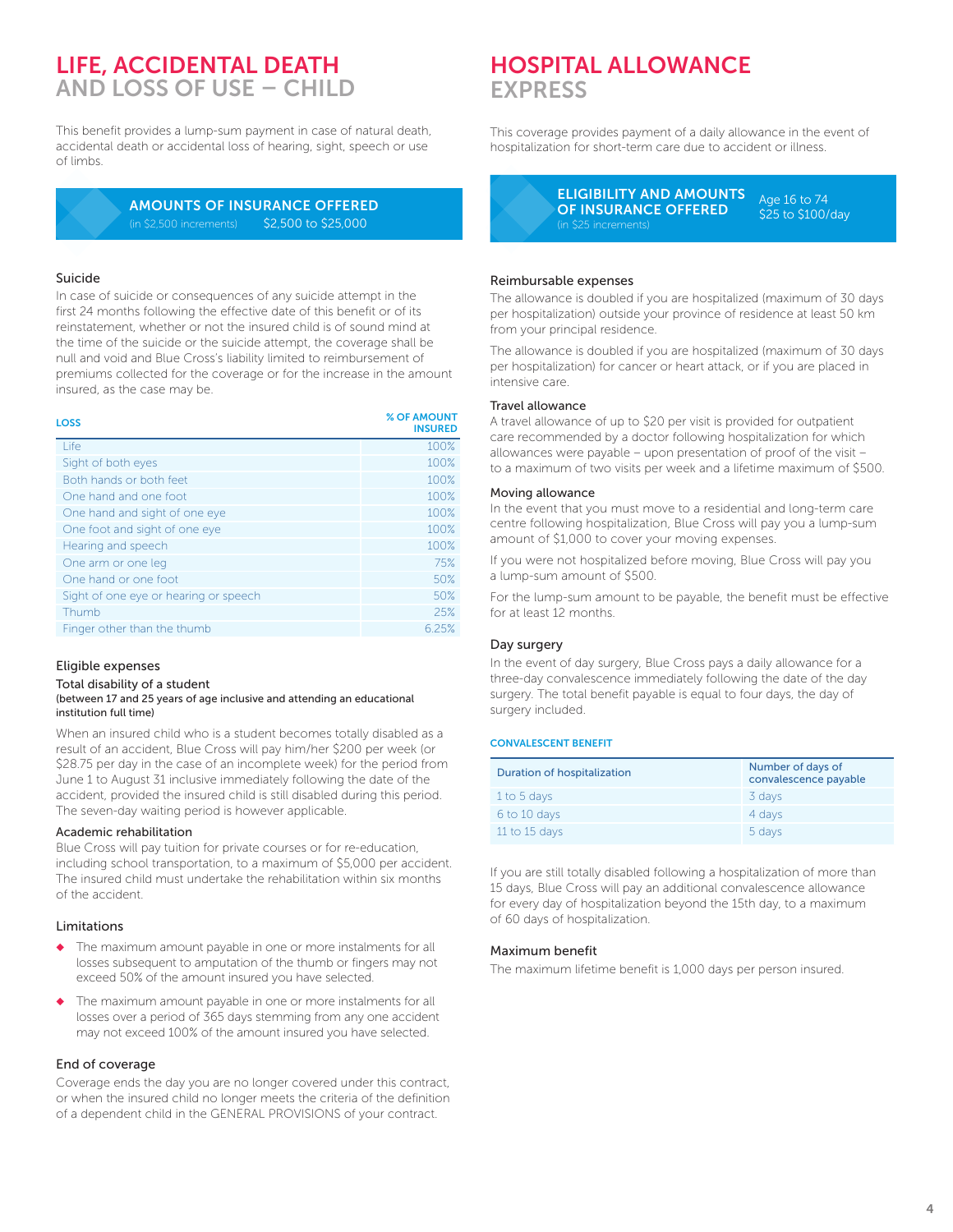# LIFE, ACCIDENTAL DEATH AND LOSS OF USE – CHILD

This benefit provides a lump-sum payment in case of natural death, accidental death or accidental loss of hearing, sight, speech or use of limbs.

**AMOUNTS OF INSURANCE OFFERED** (in $2,500 increments) $2,500 to $25,000

### Suicide

In case of suicide or consequences of any suicide attempt in the first 24 months following the effective date of this benefit or of its reinstatement, whether or not the insured child is of sound mind at the time of the suicide or the suicide attempt, the coverage shall be null and void and Blue Cross's liability limited to reimbursement of premiums collected for the coverage or for the increase in the amount insured, as the case may be.

| LOSS | % OF AMOUNT INSURED |
|---|---|
| Life | 100% |
| Sight of both eyes | 100% |
| Both hands or both feet | 100% |
| One hand and one foot | 100% |
| One hand and sight of one eye | 100% |
| One foot and sight of one eye | 100% |
| Hearing and speech | 100% |
| One arm or one leg | 75% |
| One hand or one foot | 50% |
| Sight of one eye or hearing or speech | 50% |
| Thumb | 25% |
| Finger other than the thumb | 6.25% |

### Eligible expenses

#### Total disability of a student

**(between 17 and 25 years of age inclusive and attending an educational institution full time)**

When an insured child who is a student becomes totally disabled as a result of an accident, Blue Cross will pay him/her $200 per week (or $28.75 per day in the case of an incomplete week) for the period from June 1 to August 31 inclusive immediately following the date of the accident, provided the insured child is still disabled during this period. The seven-day waiting period is however applicable.

#### Academic rehabilitation

Blue Cross will pay tuition for private courses or for re-education, including school transportation, to a maximum of $5,000 per accident. The insured child must undertake the rehabilitation within six months of the accident.

### Limitations

- The maximum amount payable in one or more instalments for all losses subsequent to amputation of the thumb or fingers may not exceed 50% of the amount insured you have selected.
- The maximum amount payable in one or more instalments for all losses over a period of 365 days stemming from any one accident may not exceed 100% of the amount insured you have selected.

### End of coverage

Coverage ends the day you are no longer covered under this contract, or when the insured child no longer meets the criteria of the definition of a dependent child in the GENERAL PROVISIONS of your contract.

# HOSPITAL ALLOWANCE EXPRESS

This coverage provides payment of a daily allowance in the event of hospitalization for short-term care due to accident or illness.

**ELIGIBILITY AND AMOUNTS OF INSURANCE OFFERED** (in $25 increments) Age 16 to 74 $25 to $100/day

### Reimbursable expenses

The allowance is doubled if you are hospitalized (maximum of 30 days per hospitalization) outside your province of residence at least 50 km from your principal residence.

The allowance is doubled if you are hospitalized (maximum of 30 days per hospitalization) for cancer or heart attack, or if you are placed in intensive care.

#### Travel allowance

A travel allowance of up to $20 per visit is provided for outpatient care recommended by a doctor following hospitalization for which allowances were payable – upon presentation of proof of the visit – to a maximum of two visits per week and a lifetime maximum of $500.

#### Moving allowance

In the event that you must move to a residential and long-term care centre following hospitalization, Blue Cross will pay you a lump-sum amount of $1,000 to cover your moving expenses.

If you were not hospitalized before moving, Blue Cross will pay you a lump-sum amount of $500.

For the lump-sum amount to be payable, the benefit must be effective for at least 12 months.

### Day surgery

In the event of day surgery, Blue Cross pays a daily allowance for a three-day convalescence immediately following the date of the day surgery. The total benefit payable is equal to four days, the day of surgery included.

**CONVALESCENT BENEFIT**

| Duration of hospitalization | Number of days of convalescence payable |
|---|---|
| 1 to 5 days | 3 days |
| 6 to 10 days | 4 days |
| 11 to 15 days | 5 days |

If you are still totally disabled following a hospitalization of more than 15 days, Blue Cross will pay an additional convalescence allowance for every day of hospitalization beyond the 15th day, to a maximum of 60 days of hospitalization.

### Maximum benefit

The maximum lifetime benefit is 1,000 days per person insured.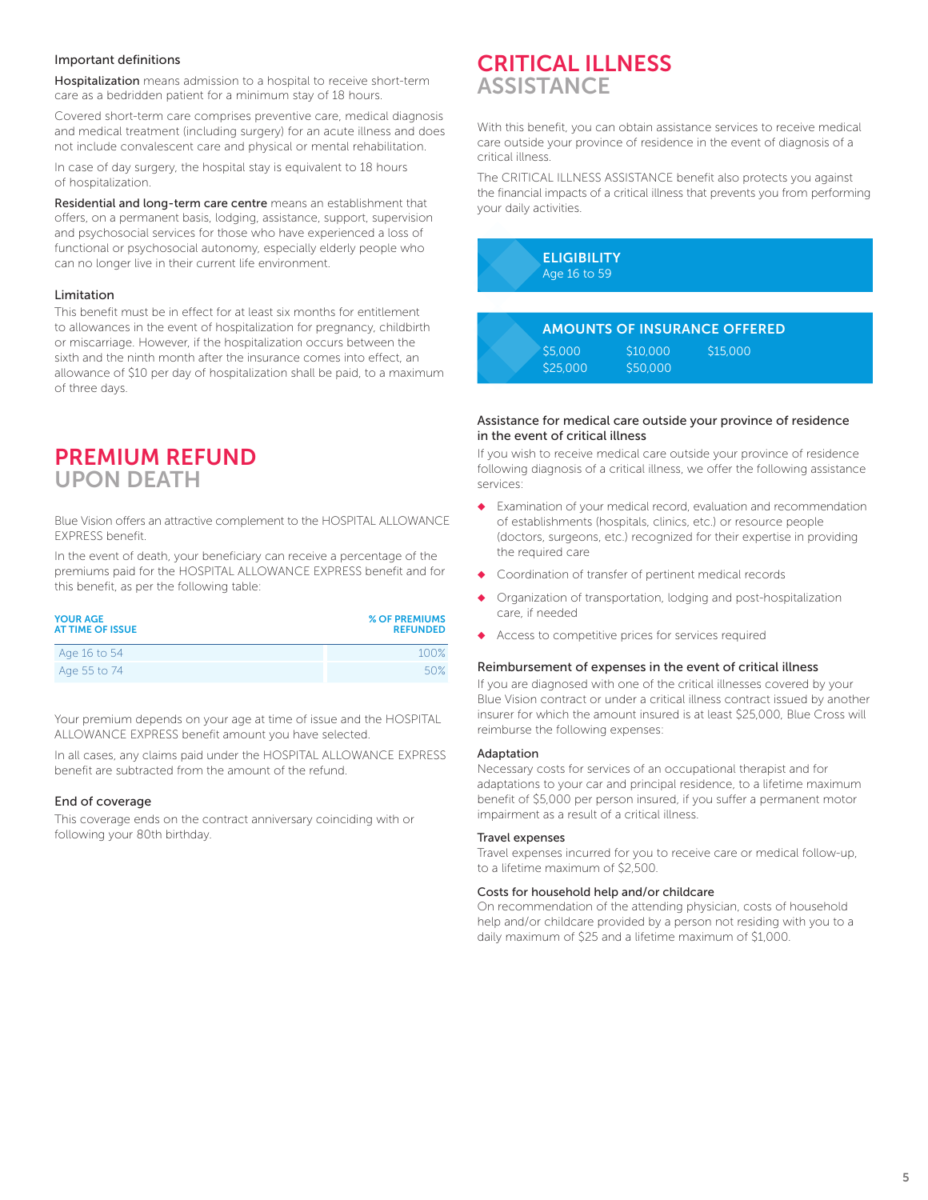#### Important definitions

**Hospitalization** means admission to a hospital to receive short-term care as a bedridden patient for a minimum stay of 18 hours.

Covered short-term care comprises preventive care, medical diagnosis and medical treatment (including surgery) for an acute illness and does not include convalescent care and physical or mental rehabilitation.

In case of day surgery, the hospital stay is equivalent to 18 hours of hospitalization.

**Residential and long-term care centre** means an establishment that offers, on a permanent basis, lodging, assistance, support, supervision and psychosocial services for those who have experienced a loss of functional or psychosocial autonomy, especially elderly people who can no longer live in their current life environment.

#### Limitation

This benefit must be in effect for at least six months for entitlement to allowances in the event of hospitalization for pregnancy, childbirth or miscarriage. However, if the hospitalization occurs between the sixth and the ninth month after the insurance comes into effect, an allowance of $10 per day of hospitalization shall be paid, to a maximum of three days.

## PREMIUM REFUND UPON DEATH

Blue Vision offers an attractive complement to the HOSPITAL ALLOWANCE EXPRESS benefit.

In the event of death, your beneficiary can receive a percentage of the premiums paid for the HOSPITAL ALLOWANCE EXPRESS benefit and for this benefit, as per the following table:

| YOUR AGE AT TIME OF ISSUE | % OF PREMIUMS REFUNDED |
|---|---|
| Age 16 to 54 | 100% |
| Age 55 to 74 | 50% |

Your premium depends on your age at time of issue and the HOSPITAL ALLOWANCE EXPRESS benefit amount you have selected.

In all cases, any claims paid under the HOSPITAL ALLOWANCE EXPRESS benefit are subtracted from the amount of the refund.

#### End of coverage

This coverage ends on the contract anniversary coinciding with or following your 80th birthday.

## CRITICAL ILLNESS ASSISTANCE

With this benefit, you can obtain assistance services to receive medical care outside your province of residence in the event of diagnosis of a critical illness.

The CRITICAL ILLNESS ASSISTANCE benefit also protects you against the financial impacts of a critical illness that prevents you from performing your daily activities.

**ELIGIBILITY**
Age 16 to 59

**AMOUNTS OF INSURANCE OFFERED**
$5,000 $10,000 $15,000
$25,000 $50,000

#### Assistance for medical care outside your province of residence in the event of critical illness

If you wish to receive medical care outside your province of residence following diagnosis of a critical illness, we offer the following assistance services:

- Examination of your medical record, evaluation and recommendation of establishments (hospitals, clinics, etc.) or resource people (doctors, surgeons, etc.) recognized for their expertise in providing the required care
- Coordination of transfer of pertinent medical records
- Organization of transportation, lodging and post-hospitalization care, if needed
- Access to competitive prices for services required

#### Reimbursement of expenses in the event of critical illness

If you are diagnosed with one of the critical illnesses covered by your Blue Vision contract or under a critical illness contract issued by another insurer for which the amount insured is at least $25,000, Blue Cross will reimburse the following expenses:

#### Adaptation

Necessary costs for services of an occupational therapist and for adaptations to your car and principal residence, to a lifetime maximum benefit of $5,000 per person insured, if you suffer a permanent motor impairment as a result of a critical illness.

#### Travel expenses

Travel expenses incurred for you to receive care or medical follow-up, to a lifetime maximum of $2,500.

#### Costs for household help and/or childcare

On recommendation of the attending physician, costs of household help and/or childcare provided by a person not residing with you to a daily maximum of $25 and a lifetime maximum of $1,000.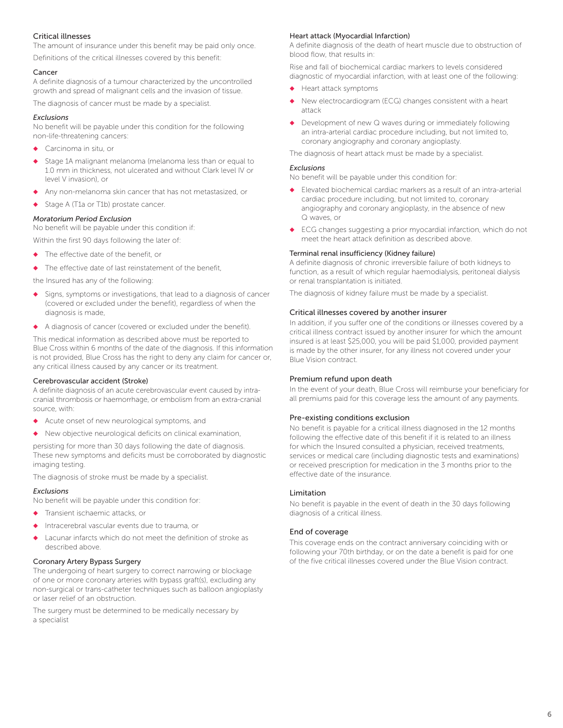## Critical illnesses

The amount of insurance under this benefit may be paid only once.

Definitions of the critical illnesses covered by this benefit:

### Cancer

A definite diagnosis of a tumour characterized by the uncontrolled growth and spread of malignant cells and the invasion of tissue.

The diagnosis of cancer must be made by a specialist.

*Exclusions*

No benefit will be payable under this condition for the following non-life-threatening cancers:

- Carcinoma in situ, or
- Stage 1A malignant melanoma (melanoma less than or equal to 1.0 mm in thickness, not ulcerated and without Clark level IV or level V invasion), or
- Any non-melanoma skin cancer that has not metastasized, or
- Stage A (T1a or T1b) prostate cancer.

*Moratorium Period Exclusion*

No benefit will be payable under this condition if:

Within the first 90 days following the later of:

- The effective date of the benefit, or
- The effective date of last reinstatement of the benefit,

the Insured has any of the following:

- Signs, symptoms or investigations, that lead to a diagnosis of cancer (covered or excluded under the benefit), regardless of when the diagnosis is made,
- A diagnosis of cancer (covered or excluded under the benefit).

This medical information as described above must be reported to Blue Cross within 6 months of the date of the diagnosis. If this information is not provided, Blue Cross has the right to deny any claim for cancer or, any critical illness caused by any cancer or its treatment.

### Cerebrovascular accident (Stroke)

A definite diagnosis of an acute cerebrovascular event caused by intra-cranial thrombosis or haemorrhage, or embolism from an extra-cranial source, with:

- Acute onset of new neurological symptoms, and
- New objective neurological deficits on clinical examination,

persisting for more than 30 days following the date of diagnosis. These new symptoms and deficits must be corroborated by diagnostic imaging testing.

The diagnosis of stroke must be made by a specialist.

*Exclusions*

No benefit will be payable under this condition for:

- Transient ischaemic attacks, or
- Intracerebral vascular events due to trauma, or
- Lacunar infarcts which do not meet the definition of stroke as described above.

### Coronary Artery Bypass Surgery

The undergoing of heart surgery to correct narrowing or blockage of one or more coronary arteries with bypass graft(s), excluding any non-surgical or trans-catheter techniques such as balloon angioplasty or laser relief of an obstruction.

The surgery must be determined to be medically necessary by a specialist

### Heart attack (Myocardial Infarction)

A definite diagnosis of the death of heart muscle due to obstruction of blood flow, that results in:

Rise and fall of biochemical cardiac markers to levels considered diagnostic of myocardial infarction, with at least one of the following:

- Heart attack symptoms
- New electrocardiogram (ECG) changes consistent with a heart attack
- Development of new Q waves during or immediately following an intra-arterial cardiac procedure including, but not limited to, coronary angiography and coronary angioplasty.

The diagnosis of heart attack must be made by a specialist.

*Exclusions*

No benefit will be payable under this condition for:

- Elevated biochemical cardiac markers as a result of an intra-arterial cardiac procedure including, but not limited to, coronary angiography and coronary angioplasty, in the absence of new Q waves, or
- ECG changes suggesting a prior myocardial infarction, which do not meet the heart attack definition as described above.

### Terminal renal insufficiency (Kidney failure)

A definite diagnosis of chronic irreversible failure of both kidneys to function, as a result of which regular haemodialysis, peritoneal dialysis or renal transplantation is initiated.

The diagnosis of kidney failure must be made by a specialist.

## Critical illnesses covered by another insurer

In addition, if you suffer one of the conditions or illnesses covered by a critical illness contract issued by another insurer for which the amount insured is at least $25,000, you will be paid $1,000, provided payment is made by the other insurer, for any illness not covered under your Blue Vision contract.

## Premium refund upon death

In the event of your death, Blue Cross will reimburse your beneficiary for all premiums paid for this coverage less the amount of any payments.

## Pre-existing conditions exclusion

No benefit is payable for a critical illness diagnosed in the 12 months following the effective date of this benefit if it is related to an illness for which the Insured consulted a physician, received treatments, services or medical care (including diagnostic tests and examinations) or received prescription for medication in the 3 months prior to the effective date of the insurance.

## Limitation

No benefit is payable in the event of death in the 30 days following diagnosis of a critical illness.

## End of coverage

This coverage ends on the contract anniversary coinciding with or following your 70th birthday, or on the date a benefit is paid for one of the five critical illnesses covered under the Blue Vision contract.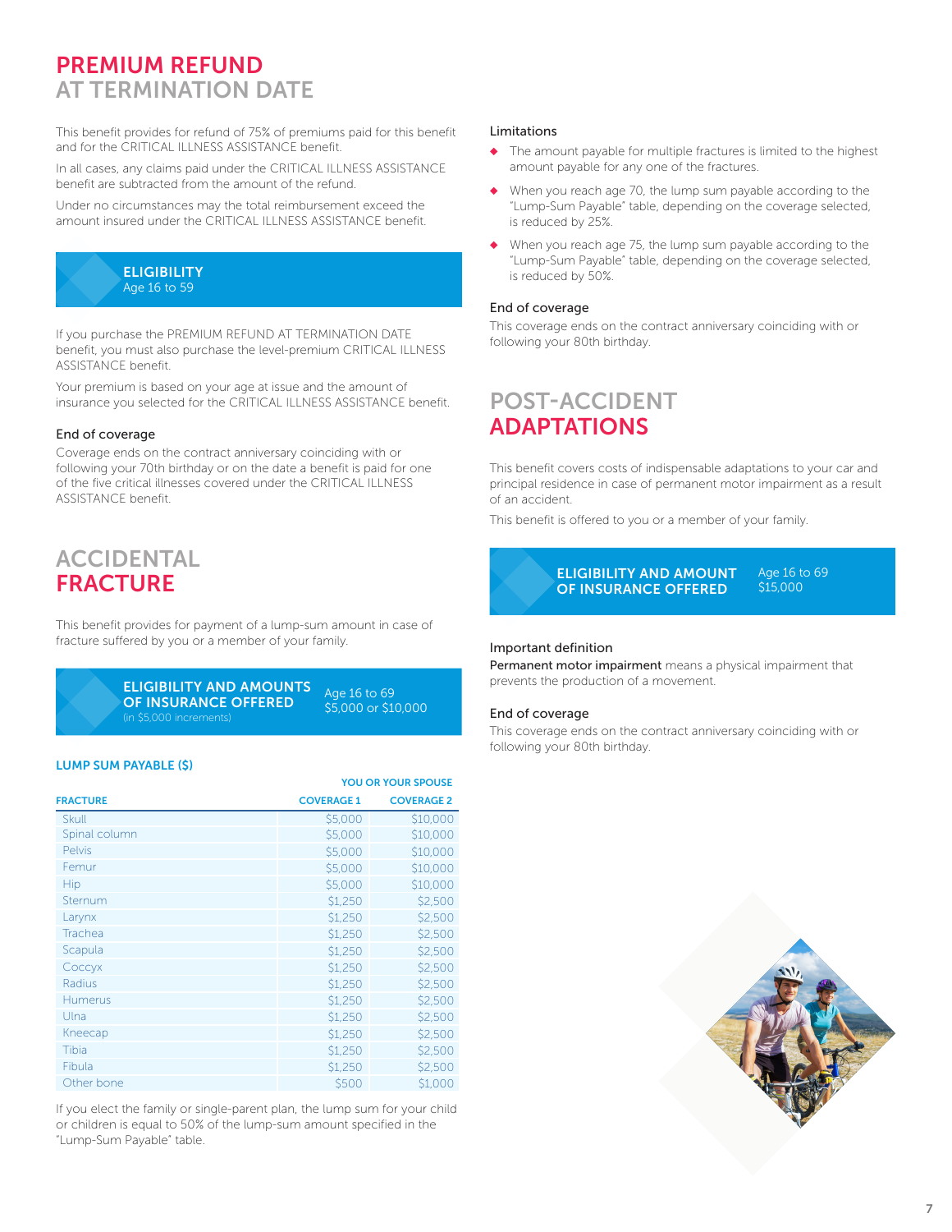## PREMIUM REFUND AT TERMINATION DATE

This benefit provides for refund of 75% of premiums paid for this benefit and for the CRITICAL ILLNESS ASSISTANCE benefit.

In all cases, any claims paid under the CRITICAL ILLNESS ASSISTANCE benefit are subtracted from the amount of the refund.

Under no circumstances may the total reimbursement exceed the amount insured under the CRITICAL ILLNESS ASSISTANCE benefit.

**ELIGIBILITY**
Age 16 to 59

If you purchase the PREMIUM REFUND AT TERMINATION DATE benefit, you must also purchase the level-premium CRITICAL ILLNESS ASSISTANCE benefit.

Your premium is based on your age at issue and the amount of insurance you selected for the CRITICAL ILLNESS ASSISTANCE benefit.

### End of coverage

Coverage ends on the contract anniversary coinciding with or following your 70th birthday or on the date a benefit is paid for one of the five critical illnesses covered under the CRITICAL ILLNESS ASSISTANCE benefit.

## ACCIDENTAL FRACTURE

This benefit provides for payment of a lump-sum amount in case of fracture suffered by you or a member of your family.

**ELIGIBILITY AND AMOUNTS OF INSURANCE OFFERED**
(in $5,000 increments)

Age 16 to 69
$5,000 or $10,000

**LUMP SUM PAYABLE ($)**

| | YOU OR YOUR SPOUSE | |
|---|---|---|
| **FRACTURE** | **COVERAGE 1** | **COVERAGE 2** |
| Skull | $5,000 | $10,000 |
| Spinal column | $5,000 | $10,000 |
| Pelvis | $5,000 | $10,000 |
| Femur | $5,000 | $10,000 |
| Hip | $5,000 | $10,000 |
| Sternum | $1,250 | $2,500 |
| Larynx | $1,250 | $2,500 |
| Trachea | $1,250 | $2,500 |
| Scapula | $1,250 | $2,500 |
| Coccyx | $1,250 | $2,500 |
| Radius | $1,250 | $2,500 |
| Humerus | $1,250 | $2,500 |
| Ulna | $1,250 | $2,500 |
| Kneecap | $1,250 | $2,500 |
| Tibia | $1,250 | $2,500 |
| Fibula | $1,250 | $2,500 |
| Other bone | $500 | $1,000 |

If you elect the family or single-parent plan, the lump sum for your child or children is equal to 50% of the lump-sum amount specified in the "Lump-Sum Payable" table.

### Limitations

- The amount payable for multiple fractures is limited to the highest amount payable for any one of the fractures.
- When you reach age 70, the lump sum payable according to the "Lump-Sum Payable" table, depending on the coverage selected, is reduced by 25%.
- When you reach age 75, the lump sum payable according to the "Lump-Sum Payable" table, depending on the coverage selected, is reduced by 50%.

### End of coverage

This coverage ends on the contract anniversary coinciding with or following your 80th birthday.

## POST-ACCIDENT ADAPTATIONS

This benefit covers costs of indispensable adaptations to your car and principal residence in case of permanent motor impairment as a result of an accident.

This benefit is offered to you or a member of your family.

**ELIGIBILITY AND AMOUNT OF INSURANCE OFFERED**

Age 16 to 69
$15,000

### Important definition

**Permanent motor impairment** means a physical impairment that prevents the production of a movement.

### End of coverage

This coverage ends on the contract anniversary coinciding with or following your 80th birthday.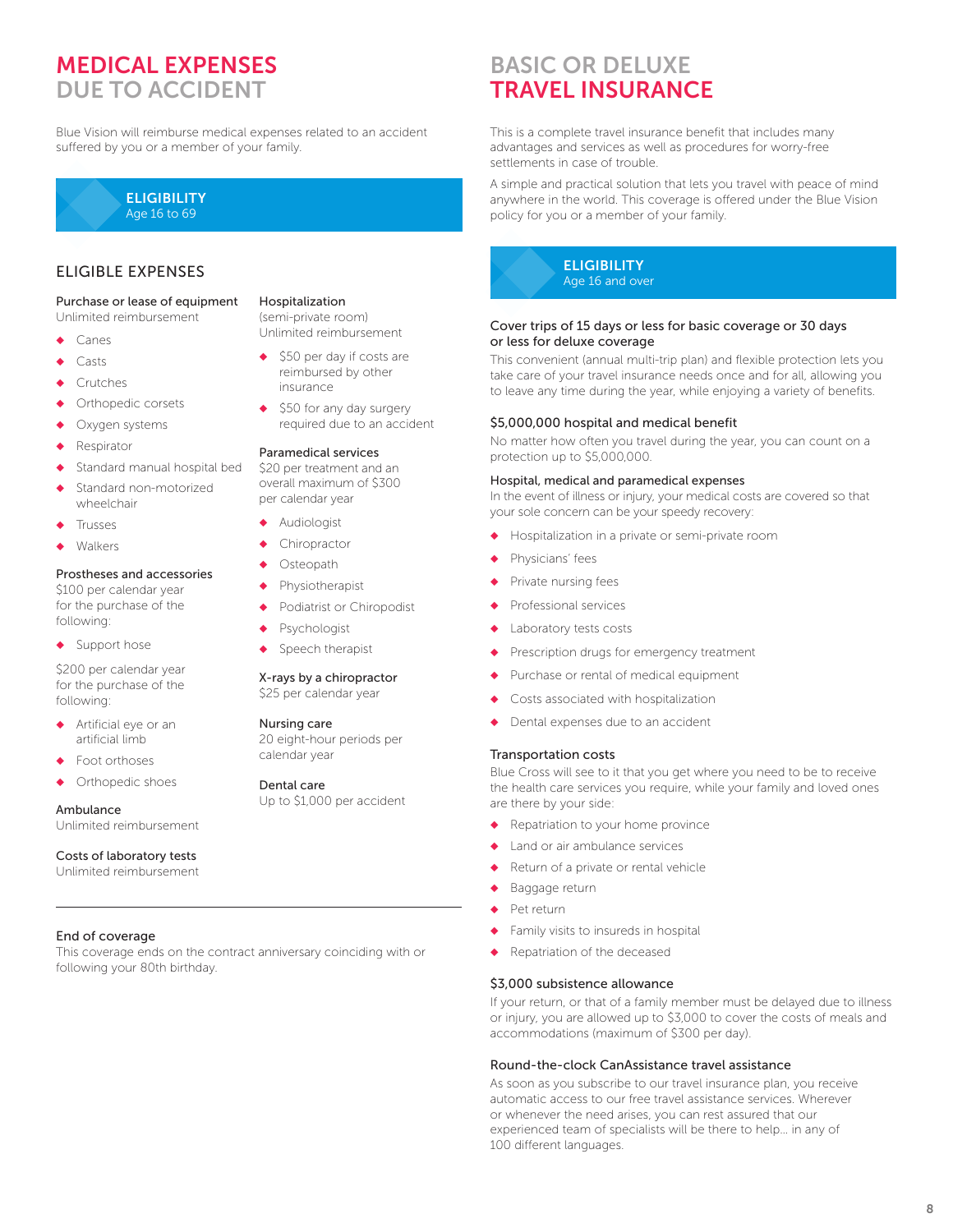# MEDICAL EXPENSES DUE TO ACCIDENT

Blue Vision will reimburse medical expenses related to an accident suffered by you or a member of your family.

**ELIGIBILITY**
Age 16 to 69

## ELIGIBLE EXPENSES

**Purchase or lease of equipment**
Unlimited reimbursement

- Canes
- Casts
- Crutches
- Orthopedic corsets
- Oxygen systems
- Respirator
- Standard manual hospital bed
- Standard non-motorized wheelchair
- Trusses
- Walkers

**Prostheses and accessories**
$100 per calendar year for the purchase of the following:

- Support hose

$200 per calendar year for the purchase of the following:

- Artificial eye or an artificial limb
- Foot orthoses
- Orthopedic shoes

**Ambulance**
Unlimited reimbursement

**Costs of laboratory tests**
Unlimited reimbursement

**Hospitalization**
(semi-private room)
Unlimited reimbursement

- $50 per day if costs are reimbursed by other insurance
- $50 for any day surgery required due to an accident

**Paramedical services**
$20 per treatment and an overall maximum of $300 per calendar year

- Audiologist
- Chiropractor
- Osteopath
- Physiotherapist
- Podiatrist or Chiropodist
- Psychologist
- Speech therapist

**X-rays by a chiropractor**
$25 per calendar year

**Nursing care**
20 eight-hour periods per calendar year

**Dental care**
Up to $1,000 per accident

**End of coverage**
This coverage ends on the contract anniversary coinciding with or following your 80th birthday.

# BASIC OR DELUXE TRAVEL INSURANCE

This is a complete travel insurance benefit that includes many advantages and services as well as procedures for worry-free settlements in case of trouble.

A simple and practical solution that lets you travel with peace of mind anywhere in the world. This coverage is offered under the Blue Vision policy for you or a member of your family.

**ELIGIBILITY**
Age 16 and over

**Cover trips of 15 days or less for basic coverage or 30 days or less for deluxe coverage**
This convenient (annual multi-trip plan) and flexible protection lets you take care of your travel insurance needs once and for all, allowing you to leave any time during the year, while enjoying a variety of benefits.

**$5,000,000 hospital and medical benefit**
No matter how often you travel during the year, you can count on a protection up to $5,000,000.

**Hospital, medical and paramedical expenses**
In the event of illness or injury, your medical costs are covered so that your sole concern can be your speedy recovery:

- Hospitalization in a private or semi-private room
- Physicians' fees
- Private nursing fees
- Professional services
- Laboratory tests costs
- Prescription drugs for emergency treatment
- Purchase or rental of medical equipment
- Costs associated with hospitalization
- Dental expenses due to an accident

**Transportation costs**
Blue Cross will see to it that you get where you need to be to receive the health care services you require, while your family and loved ones are there by your side:

- Repatriation to your home province
- Land or air ambulance services
- Return of a private or rental vehicle
- Baggage return
- Pet return
- Family visits to insureds in hospital
- Repatriation of the deceased

**$3,000 subsistence allowance**
If your return, or that of a family member must be delayed due to illness or injury, you are allowed up to $3,000 to cover the costs of meals and accommodations (maximum of $300 per day).

**Round-the-clock CanAssistance travel assistance**
As soon as you subscribe to our travel insurance plan, you receive automatic access to our free travel assistance services. Wherever or whenever the need arises, you can rest assured that our experienced team of specialists will be there to help… in any of 100 different languages.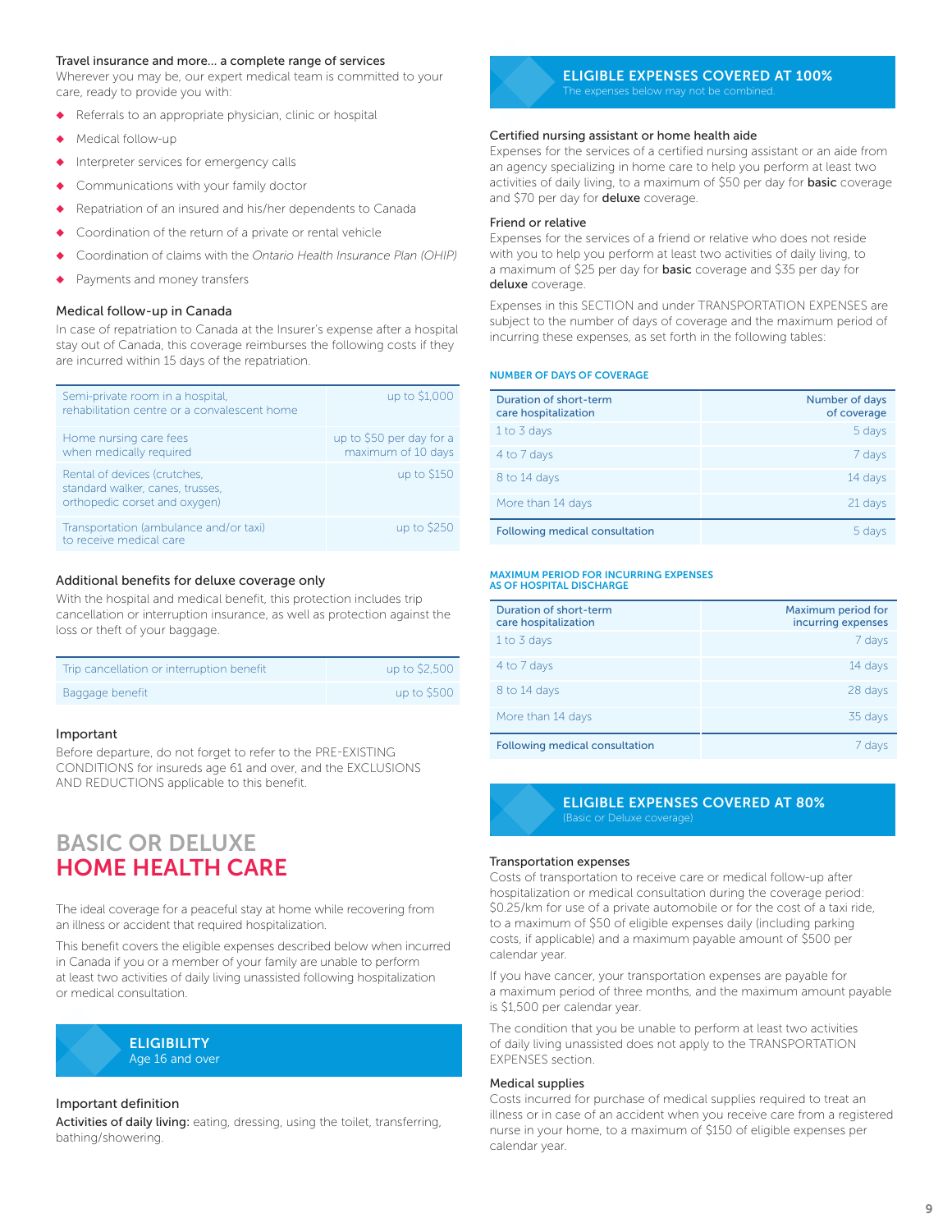### Travel insurance and more... a complete range of services

Wherever you may be, our expert medical team is committed to your care, ready to provide you with:

- Referrals to an appropriate physician, clinic or hospital
- Medical follow-up
- Interpreter services for emergency calls
- Communications with your family doctor
- Repatriation of an insured and his/her dependents to Canada
- Coordination of the return of a private or rental vehicle
- Coordination of claims with the *Ontario Health Insurance Plan (OHIP)*
- Payments and money transfers

### Medical follow-up in Canada

In case of repatriation to Canada at the Insurer's expense after a hospital stay out of Canada, this coverage reimburses the following costs if they are incurred within 15 days of the repatriation.

| | |
|---|---|
| Semi-private room in a hospital, rehabilitation centre or a convalescent home | up to $1,000 |
| Home nursing care fees when medically required | up to $50 per day for a maximum of 10 days |
| Rental of devices (crutches, standard walker, canes, trusses, orthopedic corset and oxygen) | up to $150 |
| Transportation (ambulance and/or taxi) to receive medical care | up to $250 |

### Additional benefits for deluxe coverage only

With the hospital and medical benefit, this protection includes trip cancellation or interruption insurance, as well as protection against the loss or theft of your baggage.

| | |
|---|---|
| Trip cancellation or interruption benefit | up to $2,500 |
| Baggage benefit | up to $500 |

### Important

Before departure, do not forget to refer to the PRE-EXISTING CONDITIONS for insureds age 61 and over, and the EXCLUSIONS AND REDUCTIONS applicable to this benefit.

# BASIC OR DELUXE HOME HEALTH CARE

The ideal coverage for a peaceful stay at home while recovering from an illness or accident that required hospitalization.

This benefit covers the eligible expenses described below when incurred in Canada if you or a member of your family are unable to perform at least two activities of daily living unassisted following hospitalization or medical consultation.

## ELIGIBILITY

Age 16 and over

### Important definition

**Activities of daily living:** eating, dressing, using the toilet, transferring, bathing/showering.

## ELIGIBLE EXPENSES COVERED AT 100%

The expenses below may not be combined.

### Certified nursing assistant or home health aide

Expenses for the services of a certified nursing assistant or an aide from an agency specializing in home care to help you perform at least two activities of daily living, to a maximum of $50 per day for **basic** coverage and $70 per day for **deluxe** coverage.

### Friend or relative

Expenses for the services of a friend or relative who does not reside with you to help you perform at least two activities of daily living, to a maximum of $25 per day for **basic** coverage and $35 per day for **deluxe** coverage.

Expenses in this SECTION and under TRANSPORTATION EXPENSES are subject to the number of days of coverage and the maximum period of incurring these expenses, as set forth in the following tables:

**NUMBER OF DAYS OF COVERAGE**

| Duration of short-term care hospitalization | Number of days of coverage |
|---|---|
| 1 to 3 days | 5 days |
| 4 to 7 days | 7 days |
| 8 to 14 days | 14 days |
| More than 14 days | 21 days |
| Following medical consultation | 5 days |

**MAXIMUM PERIOD FOR INCURRING EXPENSES AS OF HOSPITAL DISCHARGE**

| Duration of short-term care hospitalization | Maximum period for incurring expenses |
|---|---|
| 1 to 3 days | 7 days |
| 4 to 7 days | 14 days |
| 8 to 14 days | 28 days |
| More than 14 days | 35 days |
| Following medical consultation | 7 days |

## ELIGIBLE EXPENSES COVERED AT 80%

(Basic or Deluxe coverage)

### Transportation expenses

Costs of transportation to receive care or medical follow-up after hospitalization or medical consultation during the coverage period: $0.25/km for use of a private automobile or for the cost of a taxi ride, to a maximum of $50 of eligible expenses daily (including parking costs, if applicable) and a maximum payable amount of $500 per calendar year.

If you have cancer, your transportation expenses are payable for a maximum period of three months, and the maximum amount payable is $1,500 per calendar year.

The condition that you be unable to perform at least two activities of daily living unassisted does not apply to the TRANSPORTATION EXPENSES section.

### Medical supplies

Costs incurred for purchase of medical supplies required to treat an illness or in case of an accident when you receive care from a registered nurse in your home, to a maximum of $150 of eligible expenses per calendar year.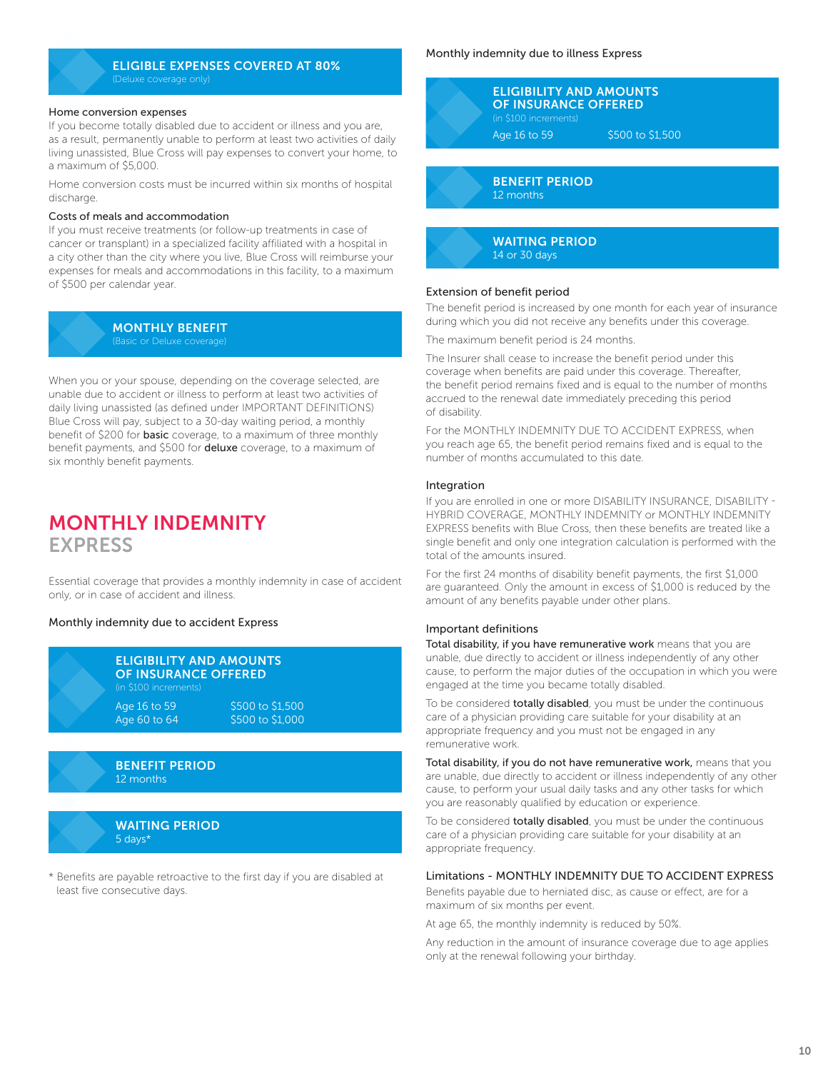### ELIGIBLE EXPENSES COVERED AT 80%
(Deluxe coverage only)

**Home conversion expenses**
If you become totally disabled due to accident or illness and you are, as a result, permanently unable to perform at least two activities of daily living unassisted, Blue Cross will pay expenses to convert your home, to a maximum of $5,000.

Home conversion costs must be incurred within six months of hospital discharge.

**Costs of meals and accommodation**
If you must receive treatments (or follow-up treatments in case of cancer or transplant) in a specialized facility affiliated with a hospital in a city other than the city where you live, Blue Cross will reimburse your expenses for meals and accommodations in this facility, to a maximum of $500 per calendar year.

### MONTHLY BENEFIT
(Basic or Deluxe coverage)

When you or your spouse, depending on the coverage selected, are unable due to accident or illness to perform at least two activities of daily living unassisted (as defined under IMPORTANT DEFINITIONS) Blue Cross will pay, subject to a 30-day waiting period, a monthly benefit of $200 for **basic** coverage, to a maximum of three monthly benefit payments, and $500 for **deluxe** coverage, to a maximum of six monthly benefit payments.

## MONTHLY INDEMNITY EXPRESS

Essential coverage that provides a monthly indemnity in case of accident only, or in case of accident and illness.

**Monthly indemnity due to accident Express**

### ELIGIBILITY AND AMOUNTS OF INSURANCE OFFERED
(in $100 increments)

| | |
|---|---|
| Age 16 to 59 | $500 to $1,500 |
| Age 60 to 64 | $500 to $1,000 |

### BENEFIT PERIOD
12 months

### WAITING PERIOD
5 days*

\* Benefits are payable retroactive to the first day if you are disabled at least five consecutive days.

**Monthly indemnity due to illness Express**

### ELIGIBILITY AND AMOUNTS OF INSURANCE OFFERED
(in $100 increments)

| | |
|---|---|
| Age 16 to 59 | $500 to $1,500 |

### BENEFIT PERIOD
12 months

### WAITING PERIOD
14 or 30 days

**Extension of benefit period**
The benefit period is increased by one month for each year of insurance during which you did not receive any benefits under this coverage.

The maximum benefit period is 24 months.

The Insurer shall cease to increase the benefit period under this coverage when benefits are paid under this coverage. Thereafter, the benefit period remains fixed and is equal to the number of months accrued to the renewal date immediately preceding this period of disability.

For the MONTHLY INDEMNITY DUE TO ACCIDENT EXPRESS, when you reach age 65, the benefit period remains fixed and is equal to the number of months accumulated to this date.

**Integration**
If you are enrolled in one or more DISABILITY INSURANCE, DISABILITY - HYBRID COVERAGE, MONTHLY INDEMNITY or MONTHLY INDEMNITY EXPRESS benefits with Blue Cross, then these benefits are treated like a single benefit and only one integration calculation is performed with the total of the amounts insured.

For the first 24 months of disability benefit payments, the first $1,000 are guaranteed. Only the amount in excess of $1,000 is reduced by the amount of any benefits payable under other plans.

**Important definitions**
**Total disability, if you have remunerative work** means that you are unable, due directly to accident or illness independently of any other cause, to perform the major duties of the occupation in which you were engaged at the time you became totally disabled.

To be considered **totally disabled**, you must be under the continuous care of a physician providing care suitable for your disability at an appropriate frequency and you must not be engaged in any remunerative work.

**Total disability, if you do not have remunerative work,** means that you are unable, due directly to accident or illness independently of any other cause, to perform your usual daily tasks and any other tasks for which you are reasonably qualified by education or experience.

To be considered **totally disabled**, you must be under the continuous care of a physician providing care suitable for your disability at an appropriate frequency.

**Limitations - MONTHLY INDEMNITY DUE TO ACCIDENT EXPRESS**
Benefits payable due to herniated disc, as cause or effect, are for a maximum of six months per event.

At age 65, the monthly indemnity is reduced by 50%.

Any reduction in the amount of insurance coverage due to age applies only at the renewal following your birthday.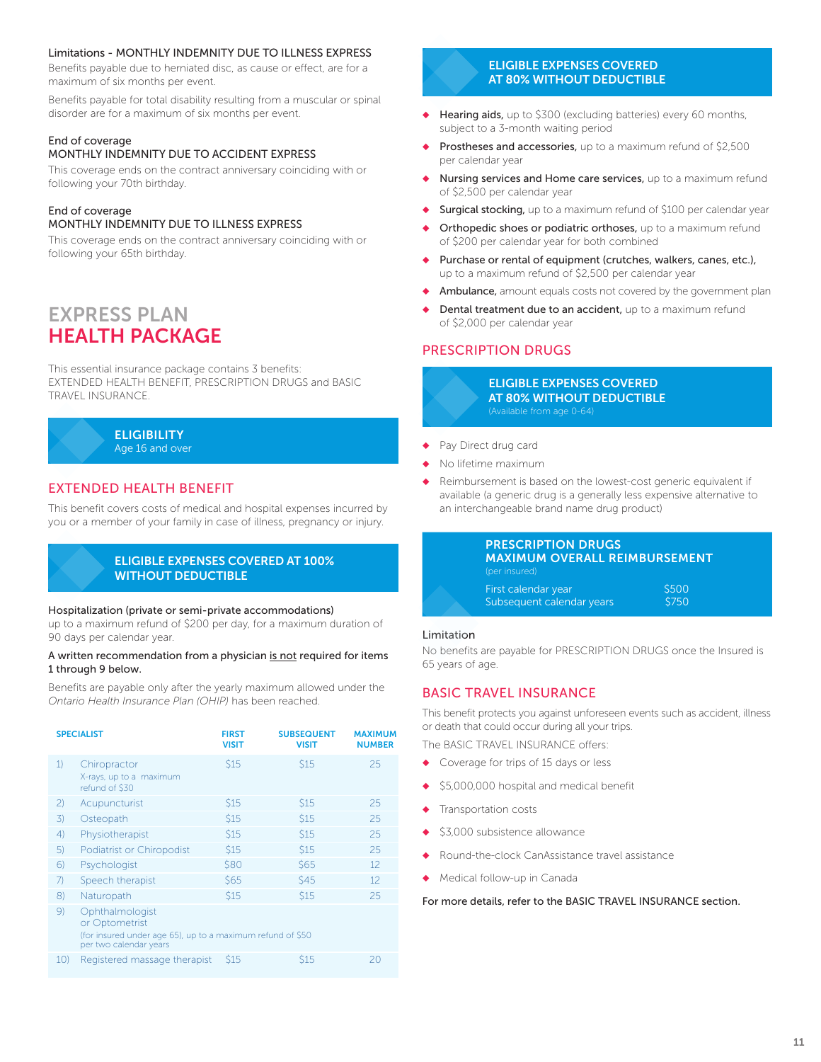### Limitations - MONTHLY INDEMNITY DUE TO ILLNESS EXPRESS

Benefits payable due to herniated disc, as cause or effect, are for a maximum of six months per event.

Benefits payable for total disability resulting from a muscular or spinal disorder are for a maximum of six months per event.

### End of coverage
### MONTHLY INDEMNITY DUE TO ACCIDENT EXPRESS

This coverage ends on the contract anniversary coinciding with or following your 70th birthday.

### End of coverage
### MONTHLY INDEMNITY DUE TO ILLNESS EXPRESS

This coverage ends on the contract anniversary coinciding with or following your 65th birthday.

# EXPRESS PLAN
# HEALTH PACKAGE

This essential insurance package contains 3 benefits: EXTENDED HEALTH BENEFIT, PRESCRIPTION DRUGS and BASIC TRAVEL INSURANCE.

**ELIGIBILITY**
Age 16 and over

## EXTENDED HEALTH BENEFIT

This benefit covers costs of medical and hospital expenses incurred by you or a member of your family in case of illness, pregnancy or injury.

**ELIGIBLE EXPENSES COVERED AT 100% WITHOUT DEDUCTIBLE**

**Hospitalization (private or semi-private accommodations)**
up to a maximum refund of $200 per day, for a maximum duration of 90 days per calendar year.

**A written recommendation from a physician is not required for items 1 through 9 below.**

Benefits are payable only after the yearly maximum allowed under the *Ontario Health Insurance Plan (OHIP)* has been reached.

| | SPECIALIST | FIRST VISIT | SUBSEQUENT VISIT | MAXIMUM NUMBER |
|---|---|---|---|---|
| 1) | Chiropractor<br>X-rays, up to a maximum refund of $30 | $15 | $15 | 25 |
| 2) | Acupuncturist | $15 | $15 | 25 |
| 3) | Osteopath | $15 | $15 | 25 |
| 4) | Physiotherapist | $15 | $15 | 25 |
| 5) | Podiatrist or Chiropodist | $15 | $15 | 25 |
| 6) | Psychologist | $80 | $65 | 12 |
| 7) | Speech therapist | $65 | $45 | 12 |
| 8) | Naturopath | $15 | $15 | 25 |
| 9) | Ophthalmologist or Optometrist<br>(for insured under age 65), up to a maximum refund of $50 per two calendar years | | | |
| 10) | Registered massage therapist | $15 | $15 | 20 |

**ELIGIBLE EXPENSES COVERED AT 80% WITHOUT DEDUCTIBLE**

- **Hearing aids,** up to $300 (excluding batteries) every 60 months, subject to a 3-month waiting period
- **Prostheses and accessories,** up to a maximum refund of $2,500 per calendar year
- **Nursing services and Home care services,** up to a maximum refund of $2,500 per calendar year
- **Surgical stocking,** up to a maximum refund of $100 per calendar year
- **Orthopedic shoes or podiatric orthoses,** up to a maximum refund of $200 per calendar year for both combined
- **Purchase or rental of equipment (crutches, walkers, canes, etc.),** up to a maximum refund of $2,500 per calendar year
- **Ambulance,** amount equals costs not covered by the government plan
- **Dental treatment due to an accident,** up to a maximum refund of $2,000 per calendar year

## PRESCRIPTION DRUGS

**ELIGIBLE EXPENSES COVERED AT 80% WITHOUT DEDUCTIBLE**
(Available from age 0-64)

- Pay Direct drug card
- No lifetime maximum
- Reimbursement is based on the lowest-cost generic equivalent if available (a generic drug is a generally less expensive alternative to an interchangeable brand name drug product)

**PRESCRIPTION DRUGS MAXIMUM OVERALL REIMBURSEMENT**
(per insured)

| | |
|---|---|
| First calendar year | $500 |
| Subsequent calendar years | $750 |

### Limitation

No benefits are payable for PRESCRIPTION DRUGS once the Insured is 65 years of age.

## BASIC TRAVEL INSURANCE

This benefit protects you against unforeseen events such as accident, illness or death that could occur during all your trips.

The BASIC TRAVEL INSURANCE offers:

- Coverage for trips of 15 days or less
- $5,000,000 hospital and medical benefit
- Transportation costs
- $3,000 subsistence allowance
- Round-the-clock CanAssistance travel assistance
- Medical follow-up in Canada

**For more details, refer to the BASIC TRAVEL INSURANCE section.**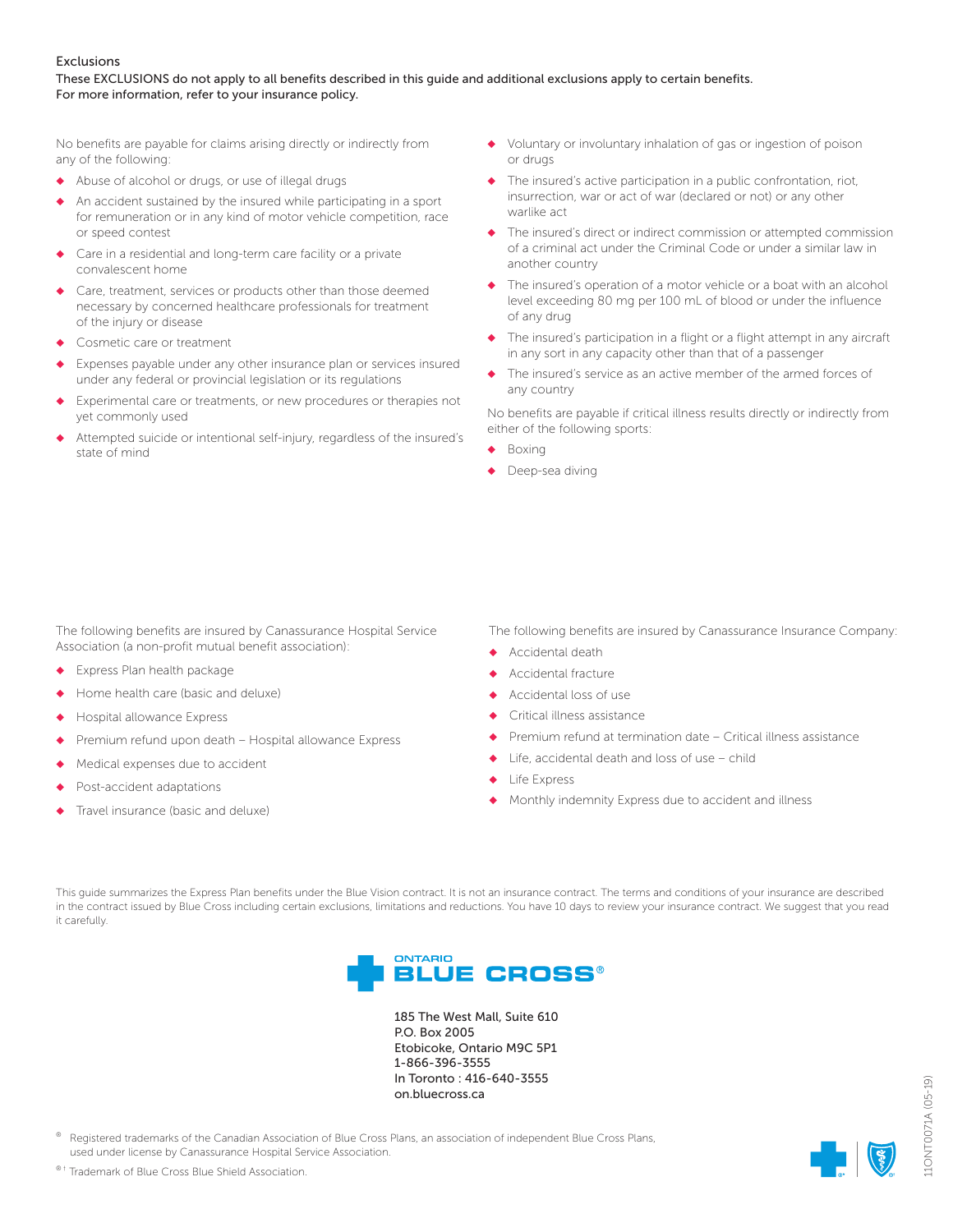## Exclusions

These EXCLUSIONS do not apply to all benefits described in this guide and additional exclusions apply to certain benefits. For more information, refer to your insurance policy.

No benefits are payable for claims arising directly or indirectly from any of the following:

- Abuse of alcohol or drugs, or use of illegal drugs
- An accident sustained by the insured while participating in a sport for remuneration or in any kind of motor vehicle competition, race or speed contest
- Care in a residential and long-term care facility or a private convalescent home
- Care, treatment, services or products other than those deemed necessary by concerned healthcare professionals for treatment of the injury or disease
- Cosmetic care or treatment
- Expenses payable under any other insurance plan or services insured under any federal or provincial legislation or its regulations
- Experimental care or treatments, or new procedures or therapies not yet commonly used
- Attempted suicide or intentional self-injury, regardless of the insured's state of mind
- Voluntary or involuntary inhalation of gas or ingestion of poison or drugs
- The insured's active participation in a public confrontation, riot, insurrection, war or act of war (declared or not) or any other warlike act
- The insured's direct or indirect commission or attempted commission of a criminal act under the Criminal Code or under a similar law in another country
- The insured's operation of a motor vehicle or a boat with an alcohol level exceeding 80 mg per 100 mL of blood or under the influence of any drug
- The insured's participation in a flight or a flight attempt in any aircraft in any sort in any capacity other than that of a passenger
- The insured's service as an active member of the armed forces of any country

No benefits are payable if critical illness results directly or indirectly from either of the following sports:

- Boxing
- Deep-sea diving

The following benefits are insured by Canassurance Hospital Service Association (a non-profit mutual benefit association):

- Express Plan health package
- Home health care (basic and deluxe)
- Hospital allowance Express
- Premium refund upon death – Hospital allowance Express
- Medical expenses due to accident
- Post-accident adaptations
- Travel insurance (basic and deluxe)

The following benefits are insured by Canassurance Insurance Company:

- Accidental death
- Accidental fracture
- Accidental loss of use
- Critical illness assistance
- Premium refund at termination date – Critical illness assistance
- Life, accidental death and loss of use – child
- Life Express
- Monthly indemnity Express due to accident and illness

This guide summarizes the Express Plan benefits under the Blue Vision contract. It is not an insurance contract. The terms and conditions of your insurance are described in the contract issued by Blue Cross including certain exclusions, limitations and reductions. You have 10 days to review your insurance contract. We suggest that you read it carefully.

ONTARIO BLUE CROSS®

185 The West Mall, Suite 610
P.O. Box 2005
Etobicoke, Ontario M9C 5P1
1-866-396-3555
In Toronto : 416-640-3555
on.bluecross.ca

® Registered trademarks of the Canadian Association of Blue Cross Plans, an association of independent Blue Cross Plans, used under license by Canassurance Hospital Service Association.

®† Trademark of Blue Cross Blue Shield Association.

11ONT0071A (05-19)